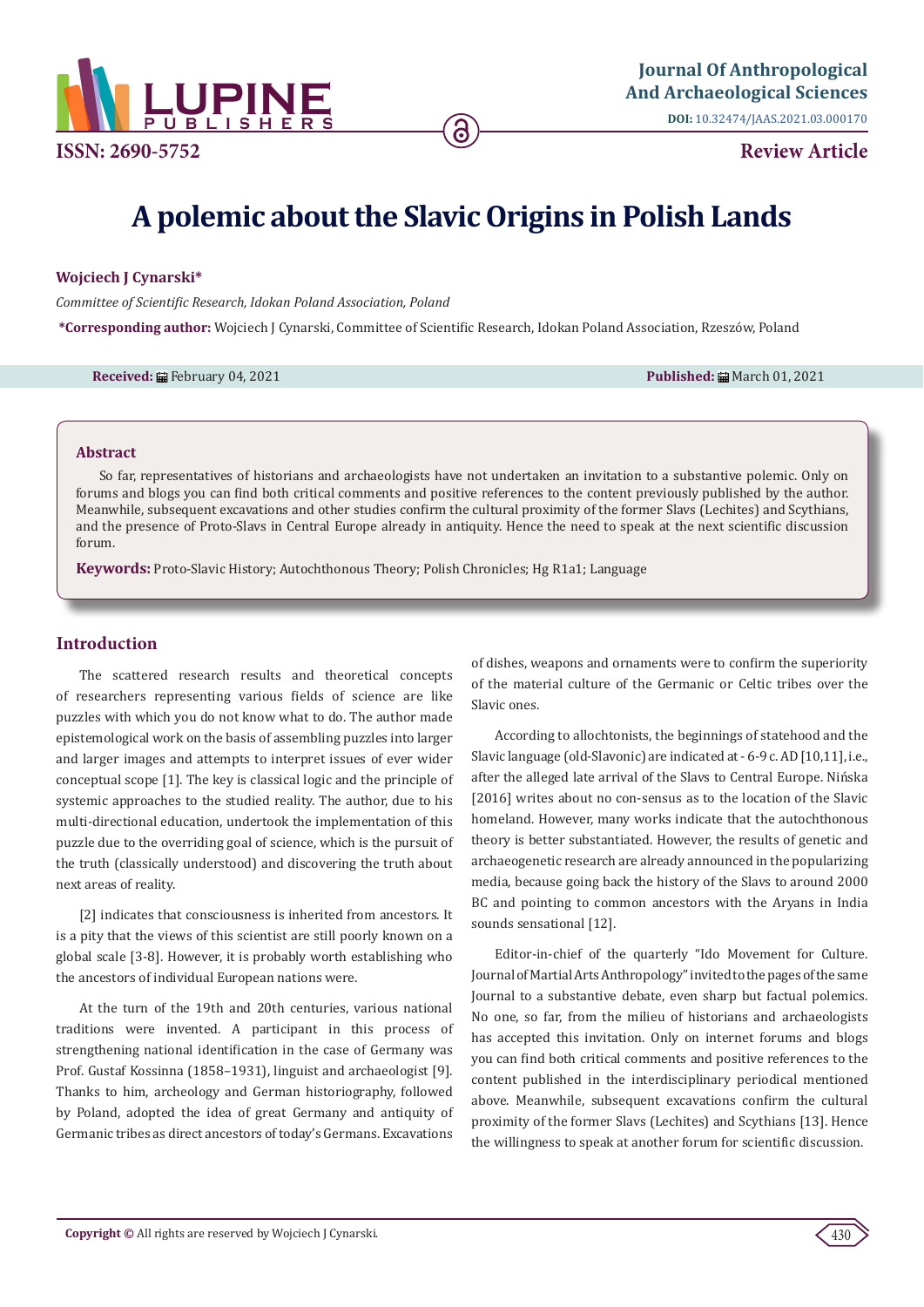# A polemic about the Slavic Origins in Polish Lands

**Wojciech J Cynarski***

*Committee of Scientific Research, Idokan Poland Association, Poland*

***Corresponding author:** Wojciech J Cynarski, Committee of Scientific Research, Idokan Poland Association, Rzeszów, Poland

**Received:** February 04, 2021 **Published:** March 01, 2021

## Abstract

So far, representatives of historians and archaeologists have not undertaken an invitation to a substantive polemic. Only on forums and blogs you can find both critical comments and positive references to the content previously published by the author. Meanwhile, subsequent excavations and other studies confirm the cultural proximity of the former Slavs (Lechites) and Scythians, and the presence of Proto-Slavs in Central Europe already in antiquity. Hence the need to speak at the next scientific discussion forum.

**Keywords:** Proto-Slavic History; Autochthonous Theory; Polish Chronicles; Hg R1a1; Language

## Introduction

The scattered research results and theoretical concepts of researchers representing various fields of science are like puzzles with which you do not know what to do. The author made epistemological work on the basis of assembling puzzles into larger and larger images and attempts to interpret issues of ever wider conceptual scope [1]. The key is classical logic and the principle of systemic approaches to the studied reality. The author, due to his multi-directional education, undertook the implementation of this puzzle due to the overriding goal of science, which is the pursuit of the truth (classically understood) and discovering the truth about next areas of reality.

[2] indicates that consciousness is inherited from ancestors. It is a pity that the views of this scientist are still poorly known on a global scale [3-8]. However, it is probably worth establishing who the ancestors of individual European nations were.

At the turn of the 19th and 20th centuries, various national traditions were invented. A participant in this process of strengthening national identification in the case of Germany was Prof. Gustaf Kossinna (1858–1931), linguist and archaeologist [9]. Thanks to him, archeology and German historiography, followed by Poland, adopted the idea of great Germany and antiquity of Germanic tribes as direct ancestors of today's Germans. Excavations of dishes, weapons and ornaments were to confirm the superiority of the material culture of the Germanic or Celtic tribes over the Slavic ones.

According to allochtonists, the beginnings of statehood and the Slavic language (old-Slavonic) are indicated at - 6-9 c. AD [10,11], i.e., after the alleged late arrival of the Slavs to Central Europe. Nińska [2016] writes about no con-sensus as to the location of the Slavic homeland. However, many works indicate that the autochthonous theory is better substantiated. However, the results of genetic and archaeogenetic research are already announced in the popularizing media, because going back the history of the Slavs to around 2000 BC and pointing to common ancestors with the Aryans in India sounds sensational [12].

Editor-in-chief of the quarterly "Ido Movement for Culture. Journal of Martial Arts Anthropology" invited to the pages of the same Journal to a substantive debate, even sharp but factual polemics. No one, so far, from the milieu of historians and archaeologists has accepted this invitation. Only on internet forums and blogs you can find both critical comments and positive references to the content published in the interdisciplinary periodical mentioned above. Meanwhile, subsequent excavations confirm the cultural proximity of the former Slavs (Lechites) and Scythians [13]. Hence the willingness to speak at another forum for scientific discussion.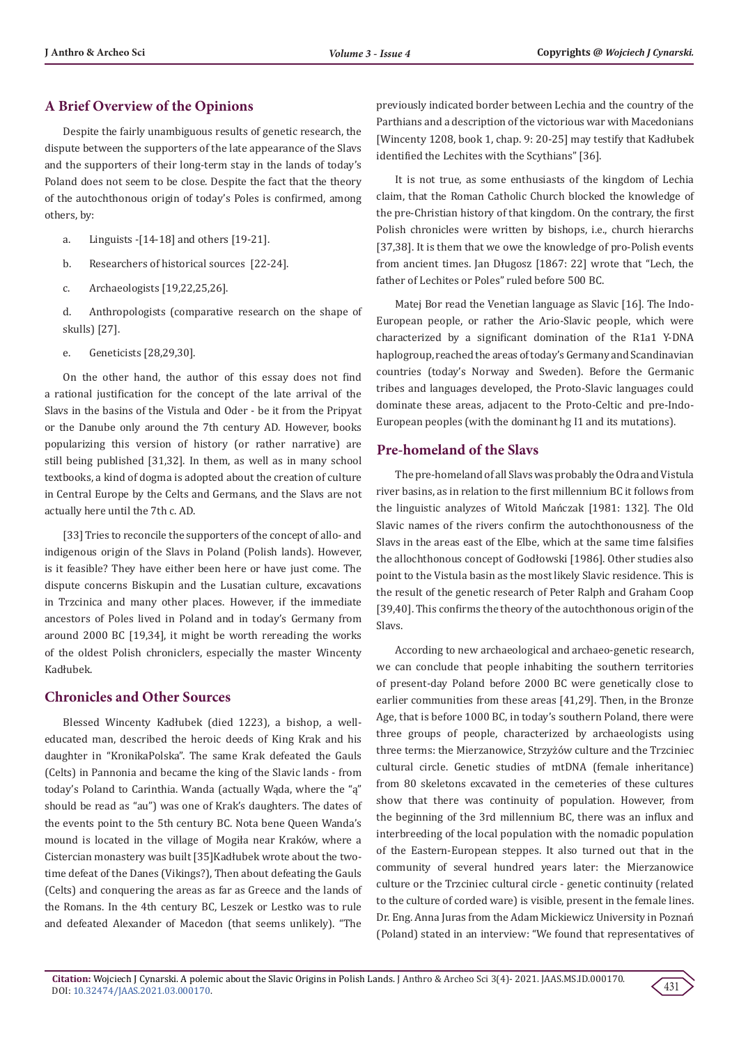## A Brief Overview of the Opinions

Despite the fairly unambiguous results of genetic research, the dispute between the supporters of the late appearance of the Slavs and the supporters of their long-term stay in the lands of today's Poland does not seem to be close. Despite the fact that the theory of the autochthonous origin of today's Poles is confirmed, among others, by:

a. Linguists -[14-18] and others [19-21].

b. Researchers of historical sources [22-24].

c. Archaeologists [19,22,25,26].

d. Anthropologists (comparative research on the shape of skulls) [27].

e. Geneticists [28,29,30].

On the other hand, the author of this essay does not find a rational justification for the concept of the late arrival of the Slavs in the basins of the Vistula and Oder - be it from the Pripyat or the Danube only around the 7th century AD. However, books popularizing this version of history (or rather narrative) are still being published [31,32]. In them, as well as in many school textbooks, a kind of dogma is adopted about the creation of culture in Central Europe by the Celts and Germans, and the Slavs are not actually here until the 7th c. AD.

[33] Tries to reconcile the supporters of the concept of allo- and indigenous origin of the Slavs in Poland (Polish lands). However, is it feasible? They have either been here or have just come. The dispute concerns Biskupin and the Lusatian culture, excavations in Trzcinica and many other places. However, if the immediate ancestors of Poles lived in Poland and in today's Germany from around 2000 BC [19,34], it might be worth rereading the works of the oldest Polish chroniclers, especially the master Wincenty Kadłubek.

## Chronicles and Other Sources

Blessed Wincenty Kadłubek (died 1223), a bishop, a well-educated man, described the heroic deeds of King Krak and his daughter in "KronikaPolska". The same Krak defeated the Gauls (Celts) in Pannonia and became the king of the Slavic lands - from today's Poland to Carinthia. Wanda (actually Wąda, where the "ą" should be read as "au") was one of Krak's daughters. The dates of the events point to the 5th century BC. Nota bene Queen Wanda's mound is located in the village of Mogiła near Kraków, where a Cistercian monastery was built [35]Kadłubek wrote about the two-time defeat of the Danes (Vikings?), Then about defeating the Gauls (Celts) and conquering the areas as far as Greece and the lands of the Romans. In the 4th century BC, Leszek or Lestko was to rule and defeated Alexander of Macedon (that seems unlikely). "The previously indicated border between Lechia and the country of the Parthians and a description of the victorious war with Macedonians [Wincenty 1208, book 1, chap. 9: 20-25] may testify that Kadłubek identified the Lechites with the Scythians" [36].

It is not true, as some enthusiasts of the kingdom of Lechia claim, that the Roman Catholic Church blocked the knowledge of the pre-Christian history of that kingdom. On the contrary, the first Polish chronicles were written by bishops, i.e., church hierarchs [37,38]. It is them that we owe the knowledge of pro-Polish events from ancient times. Jan Długosz [1867: 22] wrote that "Lech, the father of Lechites or Poles" ruled before 500 BC.

Matej Bor read the Venetian language as Slavic [16]. The Indo-European people, or rather the Ario-Slavic people, which were characterized by a significant domination of the R1a1 Y-DNA haplogroup, reached the areas of today's Germany and Scandinavian countries (today's Norway and Sweden). Before the Germanic tribes and languages developed, the Proto-Slavic languages could dominate these areas, adjacent to the Proto-Celtic and pre-Indo-European peoples (with the dominant hg I1 and its mutations).

## Pre-homeland of the Slavs

The pre-homeland of all Slavs was probably the Odra and Vistula river basins, as in relation to the first millennium BC it follows from the linguistic analyzes of Witold Mańczak [1981: 132]. The Old Slavic names of the rivers confirm the autochthonousness of the Slavs in the areas east of the Elbe, which at the same time falsifies the allochthonous concept of Godłowski [1986]. Other studies also point to the Vistula basin as the most likely Slavic residence. This is the result of the genetic research of Peter Ralph and Graham Coop [39,40]. This confirms the theory of the autochthonous origin of the Slavs.

According to new archaeological and archaeo-genetic research, we can conclude that people inhabiting the southern territories of present-day Poland before 2000 BC were genetically close to earlier communities from these areas [41,29]. Then, in the Bronze Age, that is before 1000 BC, in today's southern Poland, there were three groups of people, characterized by archaeologists using three terms: the Mierzanowice, Strzyżów culture and the Trzciniec cultural circle. Genetic studies of mtDNA (female inheritance) from 80 skeletons excavated in the cemeteries of these cultures show that there was continuity of population. However, from the beginning of the 3rd millennium BC, there was an influx and interbreeding of the local population with the nomadic population of the Eastern-European steppes. It also turned out that in the community of several hundred years later: the Mierzanowice culture or the Trzciniec cultural circle - genetic continuity (related to the culture of corded ware) is visible, present in the female lines. Dr. Eng. Anna Juras from the Adam Mickiewicz University in Poznań (Poland) stated in an interview: "We found that representatives of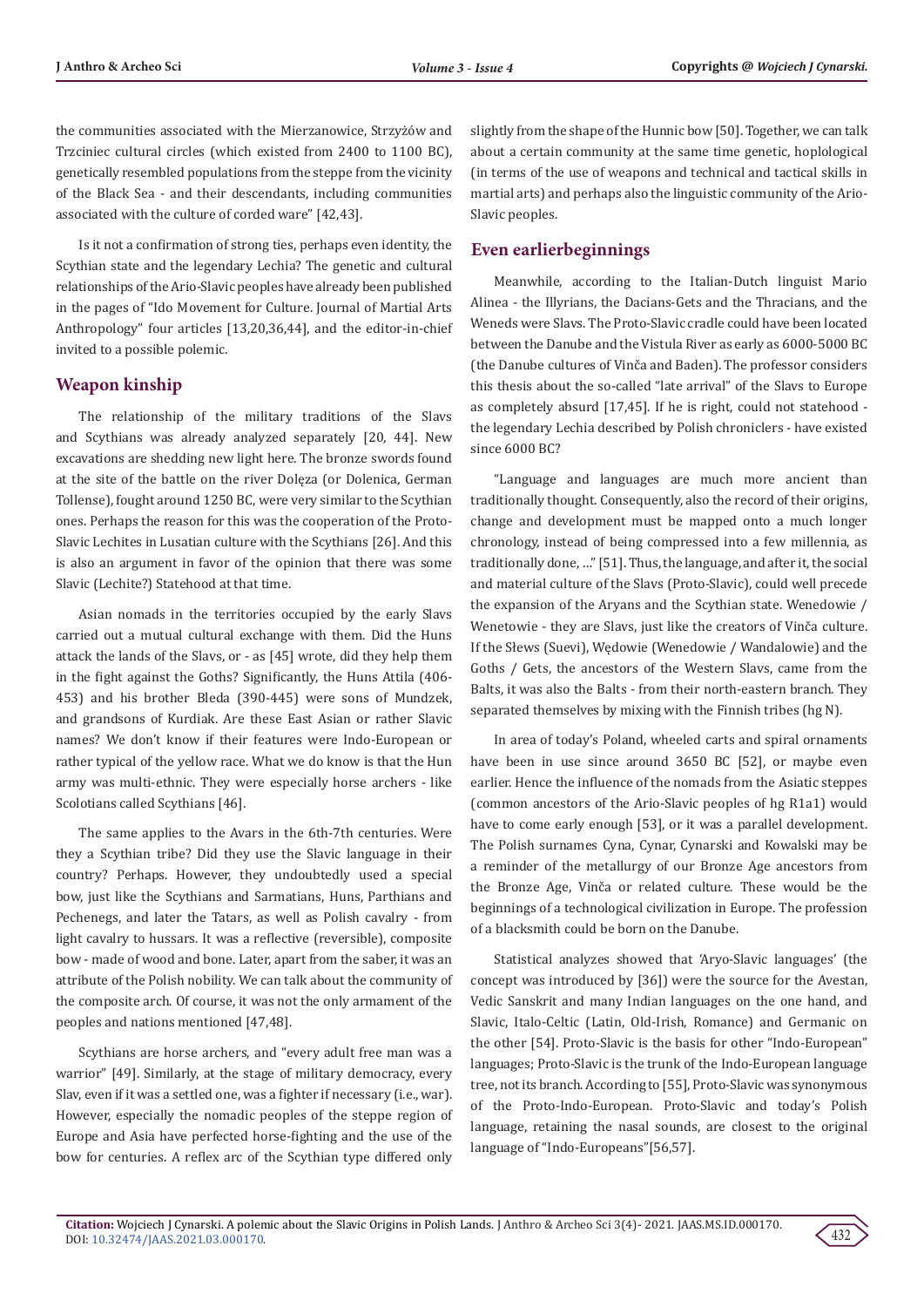the communities associated with the Mierzanowice, Strzyżów and Trzciniec cultural circles (which existed from 2400 to 1100 BC), genetically resembled populations from the steppe from the vicinity of the Black Sea - and their descendants, including communities associated with the culture of corded ware" [42,43].

Is it not a confirmation of strong ties, perhaps even identity, the Scythian state and the legendary Lechia? The genetic and cultural relationships of the Ario-Slavic peoples have already been published in the pages of "Ido Movement for Culture. Journal of Martial Arts Anthropology" four articles [13,20,36,44], and the editor-in-chief invited to a possible polemic.

## Weapon kinship

The relationship of the military traditions of the Slavs and Scythians was already analyzed separately [20, 44]. New excavations are shedding new light here. The bronze swords found at the site of the battle on the river Dołęza (or Dolenica, German Tollense), fought around 1250 BC, were very similar to the Scythian ones. Perhaps the reason for this was the cooperation of the Proto-Slavic Lechites in Lusatian culture with the Scythians [26]. And this is also an argument in favor of the opinion that there was some Slavic (Lechite?) Statehood at that time.

Asian nomads in the territories occupied by the early Slavs carried out a mutual cultural exchange with them. Did the Huns attack the lands of the Slavs, or - as [45] wrote, did they help them in the fight against the Goths? Significantly, the Huns Attila (406-453) and his brother Bleda (390-445) were sons of Mundzek, and grandsons of Kurdiak. Are these East Asian or rather Slavic names? We don't know if their features were Indo-European or rather typical of the yellow race. What we do know is that the Hun army was multi-ethnic. They were especially horse archers - like Scolotians called Scythians [46].

The same applies to the Avars in the 6th-7th centuries. Were they a Scythian tribe? Did they use the Slavic language in their country? Perhaps. However, they undoubtedly used a special bow, just like the Scythians and Sarmatians, Huns, Parthians and Pechenegs, and later the Tatars, as well as Polish cavalry - from light cavalry to hussars. It was a reflective (reversible), composite bow - made of wood and bone. Later, apart from the saber, it was an attribute of the Polish nobility. We can talk about the community of the composite arch. Of course, it was not the only armament of the peoples and nations mentioned [47,48].

Scythians are horse archers, and "every adult free man was a warrior" [49]. Similarly, at the stage of military democracy, every Slav, even if it was a settled one, was a fighter if necessary (i.e., war). However, especially the nomadic peoples of the steppe region of Europe and Asia have perfected horse-fighting and the use of the bow for centuries. A reflex arc of the Scythian type differed only slightly from the shape of the Hunnic bow [50]. Together, we can talk about a certain community at the same time genetic, hoplological (in terms of the use of weapons and technical and tactical skills in martial arts) and perhaps also the linguistic community of the Ario-Slavic peoples.

## Even earlierbeginnings

Meanwhile, according to the Italian-Dutch linguist Mario Alinea - the Illyrians, the Dacians-Gets and the Thracians, and the Weneds were Slavs. The Proto-Slavic cradle could have been located between the Danube and the Vistula River as early as 6000-5000 BC (the Danube cultures of Vinča and Baden). The professor considers this thesis about the so-called "late arrival" of the Slavs to Europe as completely absurd [17,45]. If he is right, could not statehood - the legendary Lechia described by Polish chroniclers - have existed since 6000 BC?

"Language and languages are much more ancient than traditionally thought. Consequently, also the record of their origins, change and development must be mapped onto a much longer chronology, instead of being compressed into a few millennia, as traditionally done, ..." [51]. Thus, the language, and after it, the social and material culture of the Slavs (Proto-Slavic), could well precede the expansion of the Aryans and the Scythian state. Wenedowie / Wenetowie - they are Slavs, just like the creators of Vinča culture. If the Słews (Suevi), Wędowie (Wenedowie / Wandalowie) and the Goths / Gets, the ancestors of the Western Slavs, came from the Balts, it was also the Balts - from their north-eastern branch. They separated themselves by mixing with the Finnish tribes (hg N).

In area of today's Poland, wheeled carts and spiral ornaments have been in use since around 3650 BC [52], or maybe even earlier. Hence the influence of the nomads from the Asiatic steppes (common ancestors of the Ario-Slavic peoples of hg R1a1) would have to come early enough [53], or it was a parallel development. The Polish surnames Cyna, Cynar, Cynarski and Kowalski may be a reminder of the metallurgy of our Bronze Age ancestors from the Bronze Age, Vinča or related culture. These would be the beginnings of a technological civilization in Europe. The profession of a blacksmith could be born on the Danube.

Statistical analyzes showed that 'Aryo-Slavic languages' (the concept was introduced by [36]) were the source for the Avestan, Vedic Sanskrit and many Indian languages on the one hand, and Slavic, Italo-Celtic (Latin, Old-Irish, Romance) and Germanic on the other [54]. Proto-Slavic is the basis for other "Indo-European" languages; Proto-Slavic is the trunk of the Indo-European language tree, not its branch. According to [55], Proto-Slavic was synonymous of the Proto-Indo-European. Proto-Slavic and today's Polish language, retaining the nasal sounds, are closest to the original language of "Indo-Europeans"[56,57].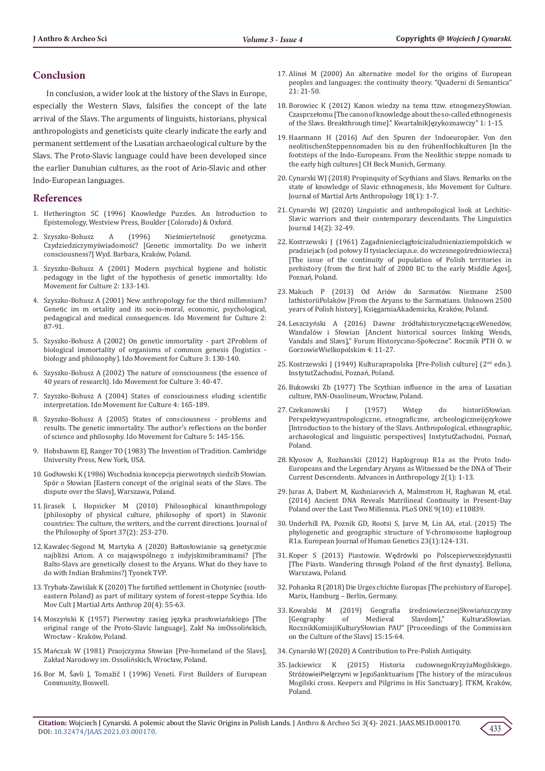## Conclusion

In conclusion, a wider look at the history of the Slavs in Europe, especially the Western Slavs, falsifies the concept of the late arrival of the Slavs. The arguments of linguists, historians, physical anthropologists and geneticists quite clearly indicate the early and permanent settlement of the Lusatian archaeological culture by the Slavs. The Proto-Slavic language could have been developed since the earlier Danubian cultures, as the root of Ario-Slavic and other Indo-European languages.

## References

1. Hetherington SC (1996) Knowledge Puzzles. An Introduction to Epistemology, Westview Press, Boulder (Colorado) & Oxford.
2. Szyszko-Bohusz A (1996) Nieśmiertelność genetyczna. Czydziedziczymyświadomość? [Genetic immortality. Do we inherit consciousness?] Wyd. Barbara, Kraków, Poland.
3. Szyszko-Bohusz A (2001) Modern psychical hygiene and holistic pedagogy in the light of the hypothesis of genetic immortality. Ido Movement for Culture 2: 133-143.
4. Szyszko-Bohusz A (2001) New anthropology for the third millennium? Genetic im m ortality and its socio-moral, economic, psychological, pedagogical and medical consequences. Ido Movement for Culture 2: 87-91.
5. Szyszko-Bohusz A (2002) On genetic immortality - part 2Problem of biological immortality of organisms of common genesis (logistics - biology and philosophy). Ido Movement for Culture 3: 130-140.
6. Szyszko-Bohusz A (2002) The nature of consciousness (the essence of 40 years of research). Ido Movement for Culture 3: 40-47.
7. Szyszko-Bohusz A (2004) States of consciousness eluding scientific interpretation. Ido Movement for Culture 4: 165-189.
8. Szyszko-Bohusz A (2005) States of consciousness - problems and results. The genetic immortality. The author's reflections on the border of science and philosophy. Ido Movement for Culture 5: 145-156.
9. Hobsbawm EJ, Ranger TO (1983) The Invention of Tradition. Cambridge University Press, New York, USA.
10. Godłowski K (1986) Wschodnia koncepcja pierwotnych siedzib Słowian. Spór o Słowian [Eastern concept of the original seats of the Slavs. The dispute over the Slavs], Warszawa, Poland.
11. Jirasek I, Hopsicker M (2010) Philosophical kinanthropology (philosophy of physical culture, philosophy of sport) in Slavonic countries: The culture, the writers, and the current directions. Journal of the Philosophy of Sport 37(2): 253-270.
12. Kawalec-Segond M, Martyka A (2020) Bałtosłowianie są genetycznie najbliżsi Ariom. A co mająwspólnego z indyjskimibraminami? [The Balto-Slavs are genetically closest to the Aryans. What do they have to do with Indian Brahmins?] Tyonek TVP.
13. Trybała-Zawiślak K (2020) The fortified settlement in Chotyniec (south-eastern Poland) as part of military system of forest-steppe Scythia. Ido Mov Cult J Martial Arts Anthrop 20(4): 55-63.
14. Moszyński K (1957) Pierwotny zasięg języka prasłowiańskiego [The original range of the Proto-Slavic language], Zakł Na imOssolińskich, Wrocław - Kraków, Poland.
15. Mańczak W (1981) Praojczyzna Słowian [Pre-homeland of the Slavs], Zakład Narodowy im. Ossolińskich, Wrocław, Poland.
16. Bor M, Šavli J, Tomažič I (1996) Veneti. First Builders of European Community, Boswell.
17. Alinei M (2000) An alternative model for the origins of European peoples and languages: the continuity theory. "Quaderni di Semantica" 21: 21-50.
18. Borowiec K (2012) Kanon wiedzy na tema ttzw. etnogenezySłowian. Czasprzełomu [The canon of knowledge about the so-called ethnogenesis of the Slavs. Breakthrough time]." KwartalnikJęzykoznawczy" 1: 1-15.
19. Haarmann H (2016) Auf den Spuren der Indoeuropäer. Von den neolitischenSteppennomaden bis zu den frühenHochkulturen [In the footsteps of the Indo-Europeans. From the Neolithic steppe nomads to the early high cultures] CH Beck Munich, Germany.
20. Cynarski WJ (2018) Propinquity of Scythians and Slavs. Remarks on the state of knowledge of Slavic ethnogenesis, Ido Movement for Culture. Journal of Martial Arts Anthropology 18(1): 1-7.
21. Cynarski WJ (2020) Linguistic and anthropological look at Lechitic-Slavic warriors and their contemporary descendants. The Linguistics Journal 14(2): 32-49.
22. Kostrzewski J (1961) Zagadnieniециągłościzaludnieniaziempolskich w pradziejach (od połowy II tysiacleciap.n.e. do wczesnegośredniowiecza) [The issue of the continuity of population of Polish territories in prehistory (from the first half of 2000 BC to the early Middle Ages], Poznań, Poland.
23. Makuch P (2013) Od Ariów do Sarmatów. Nieznane 2500 lathistoriiPolaków [From the Aryans to the Sarmatians. Unknown 2500 years of Polish history], KsięgarniaAkademicka, Kraków, Poland.
24. Leszczyński A (2016) Dawne źródłahistorycznełącząceWenedów, Wandalów i Słowian [Ancient historical sources linking Wends, Vandals and Slavs]," Forum Historyczno-Społeczne". Rocznik PTH O. w GorzowieWielkopolskim 4: 11-27.
25. Kostrzewski J (1949) Kulturaprapolska [Pre-Polish culture] (2nd edn.). InstytutZachodni, Poznań, Poland.
26. Bukowski Zb (1977) The Scythian influence in the area of Lusatian culture, PAN-Ossolineum, Wrocław, Poland.
27. Czekanowski J (1957) Wstęp do historiiSłowian. Perspektywyantropologiczne, etnograficzne, archeologiczneijęzykowe [Introduction to the history of the Slavs. Anthropological, ethnographic, archaeological and linguistic perspectives] InstytutZachodni, Poznań, Poland.
28. Klyosov A, Rozhanskii (2012) Haplogroup R1a as the Proto Indo-Europeans and the Legendary Aryans as Witnessed be the DNA of Their Current Descendents. Advances in Anthropology 2(1): 1-13.
29. Juras A, Dabert M, Kushniarevich A, Malmstrom H, Raghavan M, etal. (2014) Ancient DNA Reveals Matrilineal Continuity in Present-Day Poland over the Last Two Millennia. PLoS ONE 9(10): e110839.
30. Underhill PA, Poznik GD, Rootsi S, Jarve M, Lin AA, etal. (2015) The phylogenetic and geographic structure of Y-chromosome haplogroup R1a. European Journal of Human Genetics 23(1):124-131.
31. Koper S (2013) Piastowie. Wędrówki po Polscepierwszejdynastii [The Piasts. Wandering through Poland of the first dynasty]. Bellona, Warszawa, Poland.
32. Pohanka R (2018) Die Urges chichte Europas [The prehistory of Europe]. Marix, Hamburg – Berlin, Germany.
33. Kowalski M (2019) Geografia średniowiecznejSłowiańszczyzny [Geography of Medieval Slavdom]," KulturaSłowian. RocznikKomisjiKulturySłowian PAU" [Proceedings of the Commission on the Culture of the Slavs] 15:15-64.
34. Cynarski WJ (2020) A Contribution to Pre-Polish Antiquity.
35. Jackiewicz K (2015) Historia cudownegoKrzyżaMogilskiego. StróżowieiPielgrzymi w JegoSanktuarium [The history of the miraculous Mogilski cross. Keepers and Pilgrims in His Sanctuary]. ITKM, Kraków, Poland.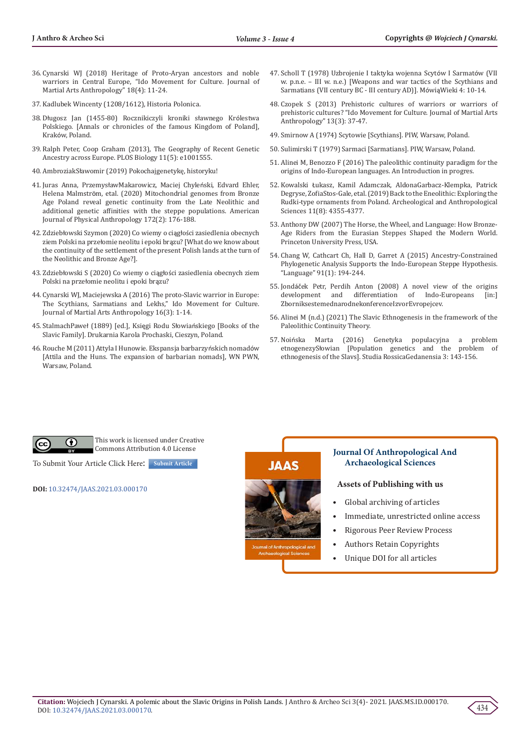36. Cynarski WJ (2018) Heritage of Proto-Aryan ancestors and noble warriors in Central Europe, "Ido Movement for Culture. Journal of Martial Arts Anthropology" 18(4): 11-24.
37. Kadlubek Wincenty (1208/1612), Historia Polonica.
38. Długosz Jan (1455-80) Rocznikiczyli kroniki sławnego Królestwa Polskiego. [Annals or chronicles of the famous Kingdom of Poland], Kraków, Poland.
39. Ralph Peter, Coop Graham (2013), The Geography of Recent Genetic Ancestry across Europe. PLOS Biology 11(5): e1001555.
40. AmbroziakSławomir (2019) Pokochajgenetykę, historyku!
41. Juras Anna, PrzemysławMakarowicz, Maciej Chyleński, Edvard Ehler, Helena Malmström, etal. (2020) Mitochondrial genomes from Bronze Age Poland reveal genetic continuity from the Late Neolithic and additional genetic affinities with the steppe populations. American Journal of Physical Anthropology 172(2): 176-188.
42. Zdziebłowski Szymon (2020) Co wiemy o ciągłości zasiedlenia obecnych ziem Polski na przełomie neolitu i epoki brązu? [What do we know about the continuity of the settlement of the present Polish lands at the turn of the Neolithic and Bronze Age?].
43. Zdziebłowski S (2020) Co wiemy o ciągłości zasiedlenia obecnych ziem Polski na przełomie neolitu i epoki brązu?
44. Cynarski WJ, Maciejewska A (2016) The proto-Slavic warrior in Europe: The Scythians, Sarmatians and Lekhs," Ido Movement for Culture. Journal of Martial Arts Anthropology 16(3): 1-14.
45. StalmachPaweł (1889) [ed.], Księgi Rodu Słowiańskiego [Books of the Slavic Family]. Drukarnia Karola Prochaski, Cieszyn, Poland.
46. Rouche M (2011) Attyla I Hunowie. Ekspansja barbarzyńskich nomadów [Attila and the Huns. The expansion of barbarian nomads], WN PWN, Warsaw, Poland.
47. Scholl T (1978) Uzbrojenie I taktyka wojenna Scytów I Sarmatów (VII w. p.n.e. – III w. n.e.) [Weapons and war tactics of the Scythians and Sarmatians (VII century BC - III century AD)]. MówiąWieki 4: 10-14.
48. Czopek S (2013) Prehistoric cultures of warriors or warriors of prehistoric cultures? "Ido Movement for Culture. Journal of Martial Arts Anthropology" 13(3): 37-47.
49. Smirnow A (1974) Scytowie [Scythians]. PIW, Warsaw, Poland.
50. Sulimirski T (1979) Sarmaci [Sarmatians]. PIW, Warsaw, Poland.
51. Alinei M, Benozzo F (2016) The paleolithic continuity paradigm for the origins of Indo-European languages. An Introduction in progres.
52. Kowalski Łukasz, Kamil Adamczak, AldonaGarbacz-Klempka, Patrick Degryse, ZofiaStos-Gale, etal. (2019) Back to the Eneolithic: Exploring the Rudki-type ornaments from Poland. Archeological and Anthropological Sciences 11(8): 4355-4377.
53. Anthony DW (2007) The Horse, the Wheel, and Language: How Bronze-Age Riders from the Eurasian Steppes Shaped the Modern World. Princeton University Press, USA.
54. Chang W, Cathcart Ch, Hall D, Garret A (2015) Ancestry-Constrained Phylogenetic Analysis Supports the Indo-European Steppe Hypothesis. "Language" 91(1): 194-244.
55. Jondáček Petr, Perdih Anton (2008) A novel view of the origins development and differentiation of Indo-Europeans [in:] ZborniksestemednarodnekonferenceIzvorEvropejcev.
56. Alinei M (n.d.) (2021) The Slavic Ethnogenesis in the framework of the Paleolithic Continuity Theory.
57. Noińska Marta (2016) Genetyka populacyjna a problem etnogenezySłowian [Population genetics and the problem of ethnogenesis of the Slavs]. Studia RossicaGedanensia 3: 143-156.

This work is licensed under Creative Commons Attribution 4.0 License

To Submit Your Article Click Here: Submit Article

**DOI:** 10.32474/JAAS.2021.03.000170

## Journal Of Anthropological And Archaeological Sciences

### Assets of Publishing with us

- Global archiving of articles
- Immediate, unrestricted online access
- Rigorous Peer Review Process
- Authors Retain Copyrights
- Unique DOI for all articles